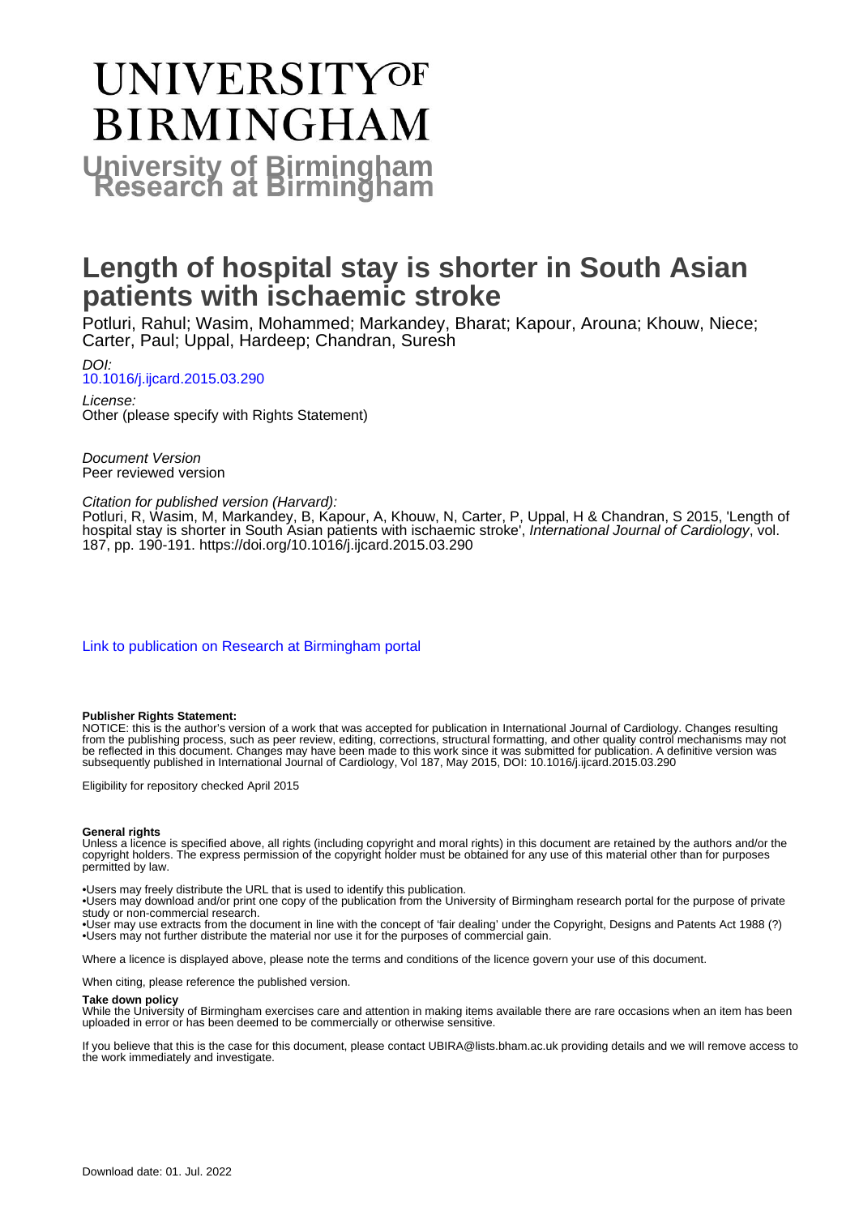# UNIVERSITY OF BIRMINGHAM

# University of Birmingham Research at Birmingham

# Length of hospital stay is shorter in South Asian patients with ischaemic stroke

Potluri, Rahul; Wasim, Mohammed; Markandey, Bharat; Kapour, Arouna; Khouw, Niece; Carter, Paul; Uppal, Hardeep; Chandran, Suresh

*DOI:*
10.1016/j.ijcard.2015.03.290

*License:*
Other (please specify with Rights Statement)

*Document Version*
Peer reviewed version

*Citation for published version (Harvard):*
Potluri, R, Wasim, M, Markandey, B, Kapour, A, Khouw, N, Carter, P, Uppal, H & Chandran, S 2015, 'Length of hospital stay is shorter in South Asian patients with ischaemic stroke', *International Journal of Cardiology*, vol. 187, pp. 190-191. https://doi.org/10.1016/j.ijcard.2015.03.290

Link to publication on Research at Birmingham portal

**Publisher Rights Statement:**
NOTICE: this is the author's version of a work that was accepted for publication in International Journal of Cardiology. Changes resulting from the publishing process, such as peer review, editing, corrections, structural formatting, and other quality control mechanisms may not be reflected in this document. Changes may have been made to this work since it was submitted for publication. A definitive version was subsequently published in International Journal of Cardiology, Vol 187, May 2015, DOI: 10.1016/j.ijcard.2015.03.290

Eligibility for repository checked April 2015

**General rights**
Unless a licence is specified above, all rights (including copyright and moral rights) in this document are retained by the authors and/or the copyright holders. The express permission of the copyright holder must be obtained for any use of this material other than for purposes permitted by law.

•Users may freely distribute the URL that is used to identify this publication.
•Users may download and/or print one copy of the publication from the University of Birmingham research portal for the purpose of private study or non-commercial research.
•User may use extracts from the document in line with the concept of 'fair dealing' under the Copyright, Designs and Patents Act 1988 (?)
•Users may not further distribute the material nor use it for the purposes of commercial gain.

Where a licence is displayed above, please note the terms and conditions of the licence govern your use of this document.

When citing, please reference the published version.

**Take down policy**
While the University of Birmingham exercises care and attention in making items available there are rare occasions when an item has been uploaded in error or has been deemed to be commercially or otherwise sensitive.

If you believe that this is the case for this document, please contact UBIRA@lists.bham.ac.uk providing details and we will remove access to the work immediately and investigate.

Download date: 01. Jul. 2022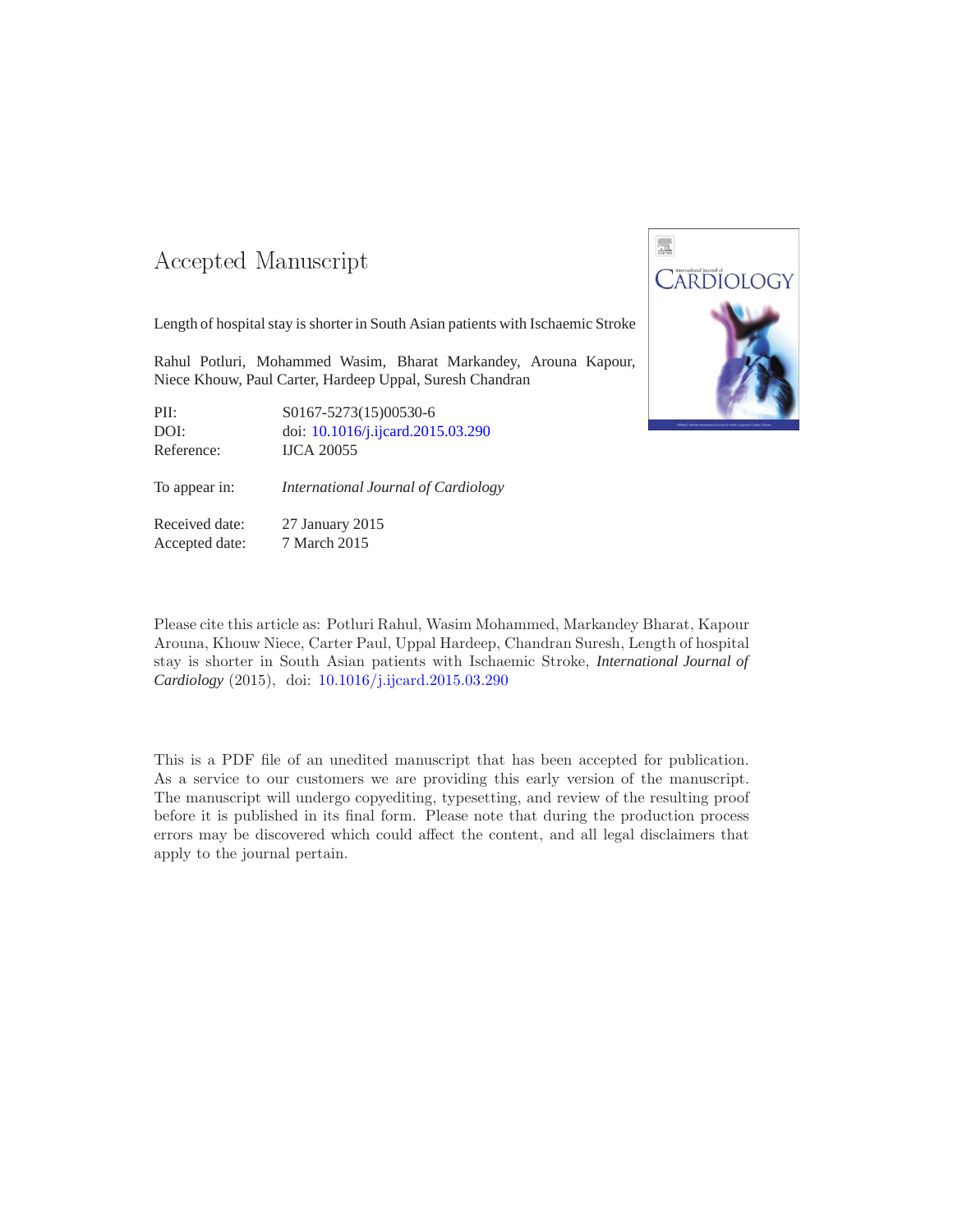# Accepted Manuscript

Length of hospital stay is shorter in South Asian patients with Ischaemic Stroke

Rahul Potluri, Mohammed Wasim, Bharat Markandey, Arouna Kapour, Niece Khouw, Paul Carter, Hardeep Uppal, Suresh Chandran

| | |
|---|---|
| PII: | S0167-5273(15)00530-6 |
| DOI: | doi: 10.1016/j.ijcard.2015.03.290 |
| Reference: | IJCA 20055 |
| To appear in: | *International Journal of Cardiology* |
| Received date: | 27 January 2015 |
| Accepted date: | 7 March 2015 |

Please cite this article as: Potluri Rahul, Wasim Mohammed, Markandey Bharat, Kapour Arouna, Khouw Niece, Carter Paul, Uppal Hardeep, Chandran Suresh, Length of hospital stay is shorter in South Asian patients with Ischaemic Stroke, *International Journal of Cardiology* (2015), doi: 10.1016/j.ijcard.2015.03.290

This is a PDF file of an unedited manuscript that has been accepted for publication. As a service to our customers we are providing this early version of the manuscript. The manuscript will undergo copyediting, typesetting, and review of the resulting proof before it is published in its final form. Please note that during the production process errors may be discovered which could affect the content, and all legal disclaimers that apply to the journal pertain.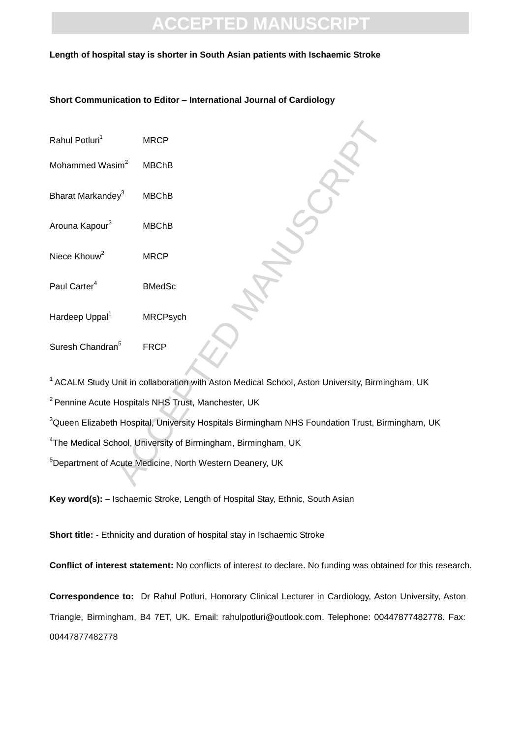**Length of hospital stay is shorter in South Asian patients with Ischaemic Stroke**

**Short Communication to Editor – International Journal of Cardiology**

Rahul Potluri[1] MRCP

Mohammed Wasim[2] MBChB

Bharat Markandey[3] MBChB

Arouna Kapour[3] MBChB

Niece Khouw[2] MRCP

Paul Carter[4] BMedSc

Hardeep Uppal[1] MRCPsych

Suresh Chandran[5] FRCP

[1] ACALM Study Unit in collaboration with Aston Medical School, Aston University, Birmingham, UK

[2] Pennine Acute Hospitals NHS Trust, Manchester, UK

[3] Queen Elizabeth Hospital, University Hospitals Birmingham NHS Foundation Trust, Birmingham, UK

[4] The Medical School, University of Birmingham, Birmingham, UK

[5] Department of Acute Medicine, North Western Deanery, UK

**Key word(s):** – Ischaemic Stroke, Length of Hospital Stay, Ethnic, South Asian

**Short title:** - Ethnicity and duration of hospital stay in Ischaemic Stroke

**Conflict of interest statement:** No conflicts of interest to declare. No funding was obtained for this research.

**Correspondence to:** Dr Rahul Potluri, Honorary Clinical Lecturer in Cardiology, Aston University, Aston Triangle, Birmingham, B4 7ET, UK. Email: rahulpotluri@outlook.com. Telephone: 00447877482778. Fax: 00447877482778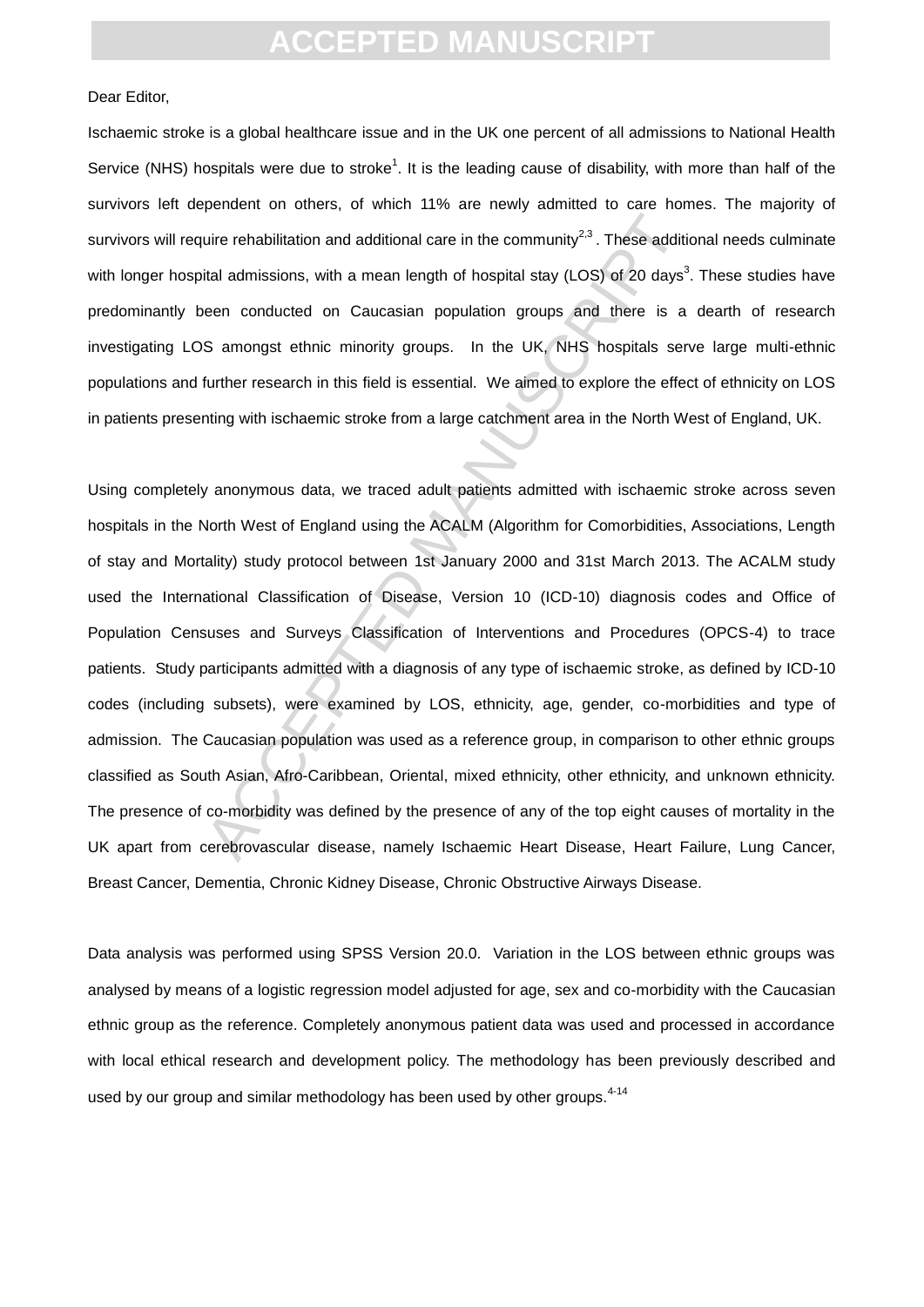Dear Editor,

Ischaemic stroke is a global healthcare issue and in the UK one percent of all admissions to National Health Service (NHS) hospitals were due to stroke[1]. It is the leading cause of disability, with more than half of the survivors left dependent on others, of which 11% are newly admitted to care homes. The majority of survivors will require rehabilitation and additional care in the community[2,3] . These additional needs culminate with longer hospital admissions, with a mean length of hospital stay (LOS) of 20 days[3]. These studies have predominantly been conducted on Caucasian population groups and there is a dearth of research investigating LOS amongst ethnic minority groups. In the UK, NHS hospitals serve large multi-ethnic populations and further research in this field is essential. We aimed to explore the effect of ethnicity on LOS in patients presenting with ischaemic stroke from a large catchment area in the North West of England, UK.

Using completely anonymous data, we traced adult patients admitted with ischaemic stroke across seven hospitals in the North West of England using the ACALM (Algorithm for Comorbidities, Associations, Length of stay and Mortality) study protocol between 1st January 2000 and 31st March 2013. The ACALM study used the International Classification of Disease, Version 10 (ICD-10) diagnosis codes and Office of Population Censuses and Surveys Classification of Interventions and Procedures (OPCS-4) to trace patients. Study participants admitted with a diagnosis of any type of ischaemic stroke, as defined by ICD-10 codes (including subsets), were examined by LOS, ethnicity, age, gender, co-morbidities and type of admission. The Caucasian population was used as a reference group, in comparison to other ethnic groups classified as South Asian, Afro-Caribbean, Oriental, mixed ethnicity, other ethnicity, and unknown ethnicity. The presence of co-morbidity was defined by the presence of any of the top eight causes of mortality in the UK apart from cerebrovascular disease, namely Ischaemic Heart Disease, Heart Failure, Lung Cancer, Breast Cancer, Dementia, Chronic Kidney Disease, Chronic Obstructive Airways Disease.

Data analysis was performed using SPSS Version 20.0. Variation in the LOS between ethnic groups was analysed by means of a logistic regression model adjusted for age, sex and co-morbidity with the Caucasian ethnic group as the reference. Completely anonymous patient data was used and processed in accordance with local ethical research and development policy. The methodology has been previously described and used by our group and similar methodology has been used by other groups.[4-14]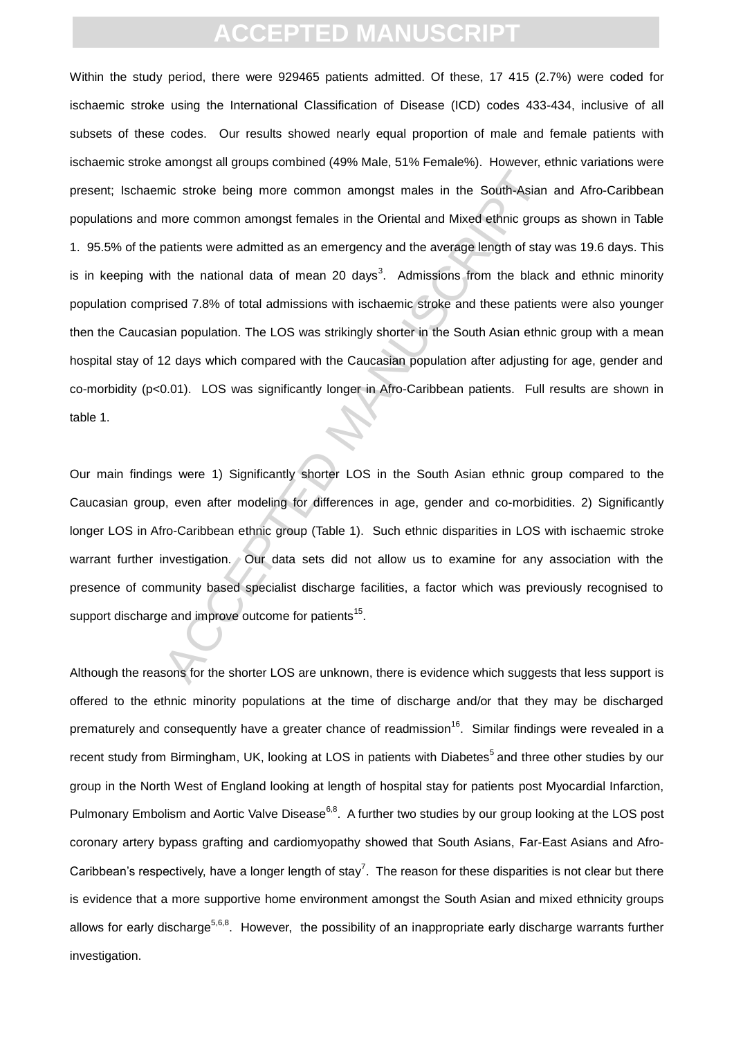Within the study period, there were 929465 patients admitted. Of these, 17 415 (2.7%) were coded for ischaemic stroke using the International Classification of Disease (ICD) codes 433-434, inclusive of all subsets of these codes. Our results showed nearly equal proportion of male and female patients with ischaemic stroke amongst all groups combined (49% Male, 51% Female%). However, ethnic variations were present; Ischaemic stroke being more common amongst males in the South-Asian and Afro-Caribbean populations and more common amongst females in the Oriental and Mixed ethnic groups as shown in Table 1. 95.5% of the patients were admitted as an emergency and the average length of stay was 19.6 days. This is in keeping with the national data of mean 20 days[3]. Admissions from the black and ethnic minority population comprised 7.8% of total admissions with ischaemic stroke and these patients were also younger then the Caucasian population. The LOS was strikingly shorter in the South Asian ethnic group with a mean hospital stay of 12 days which compared with the Caucasian population after adjusting for age, gender and co-morbidity (p<0.01). LOS was significantly longer in Afro-Caribbean patients. Full results are shown in table 1.

Our main findings were 1) Significantly shorter LOS in the South Asian ethnic group compared to the Caucasian group, even after modeling for differences in age, gender and co-morbidities. 2) Significantly longer LOS in Afro-Caribbean ethnic group (Table 1). Such ethnic disparities in LOS with ischaemic stroke warrant further investigation. Our data sets did not allow us to examine for any association with the presence of community based specialist discharge facilities, a factor which was previously recognised to support discharge and improve outcome for patients[15].

Although the reasons for the shorter LOS are unknown, there is evidence which suggests that less support is offered to the ethnic minority populations at the time of discharge and/or that they may be discharged prematurely and consequently have a greater chance of readmission[16]. Similar findings were revealed in a recent study from Birmingham, UK, looking at LOS in patients with Diabetes[5] and three other studies by our group in the North West of England looking at length of hospital stay for patients post Myocardial Infarction, Pulmonary Embolism and Aortic Valve Disease[6,8]. A further two studies by our group looking at the LOS post coronary artery bypass grafting and cardiomyopathy showed that South Asians, Far-East Asians and Afro-Caribbean's respectively, have a longer length of stay[7]. The reason for these disparities is not clear but there is evidence that a more supportive home environment amongst the South Asian and mixed ethnicity groups allows for early discharge[5,6,8]. However, the possibility of an inappropriate early discharge warrants further investigation.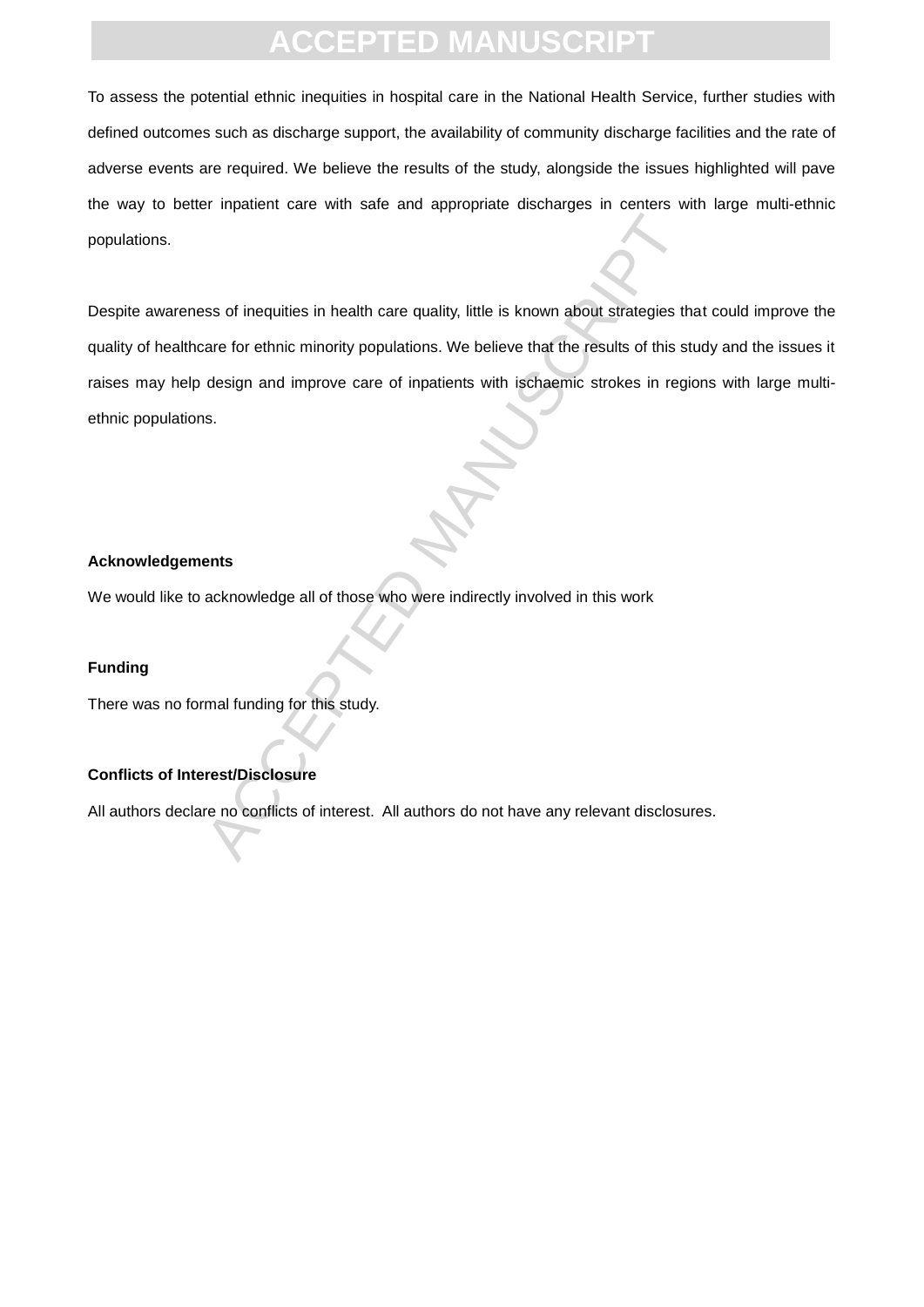To assess the potential ethnic inequities in hospital care in the National Health Service, further studies with defined outcomes such as discharge support, the availability of community discharge facilities and the rate of adverse events are required. We believe the results of the study, alongside the issues highlighted will pave the way to better inpatient care with safe and appropriate discharges in centers with large multi-ethnic populations.

Despite awareness of inequities in health care quality, little is known about strategies that could improve the quality of healthcare for ethnic minority populations. We believe that the results of this study and the issues it raises may help design and improve care of inpatients with ischaemic strokes in regions with large multi-ethnic populations.

**Acknowledgements**

We would like to acknowledge all of those who were indirectly involved in this work

**Funding**

There was no formal funding for this study.

**Conflicts of Interest/Disclosure**

All authors declare no conflicts of interest. All authors do not have any relevant disclosures.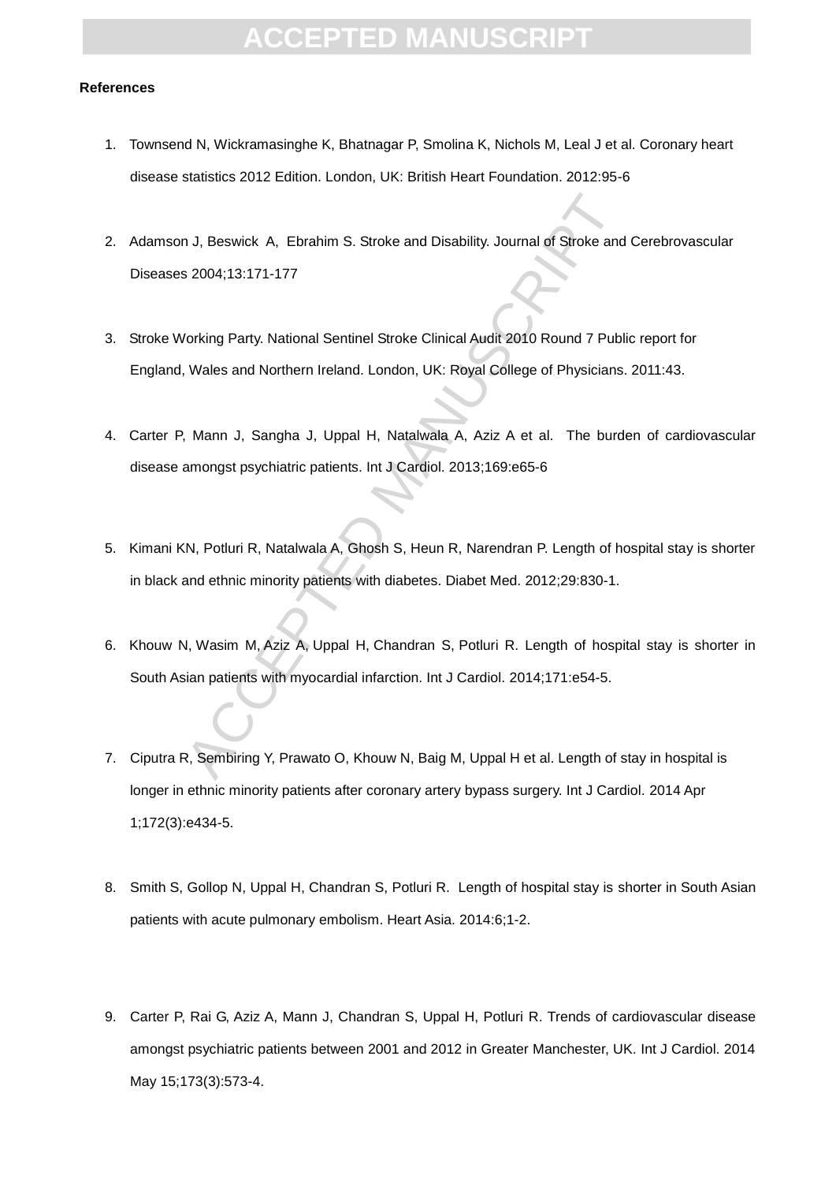**References**

1. Townsend N, Wickramasinghe K, Bhatnagar P, Smolina K, Nichols M, Leal J et al. Coronary heart disease statistics 2012 Edition. London, UK: British Heart Foundation. 2012:95-6

2. Adamson J, Beswick A, Ebrahim S. Stroke and Disability. Journal of Stroke and Cerebrovascular Diseases 2004;13:171-177

3. Stroke Working Party. National Sentinel Stroke Clinical Audit 2010 Round 7 Public report for England, Wales and Northern Ireland. London, UK: Royal College of Physicians. 2011:43.

4. Carter P, Mann J, Sangha J, Uppal H, Natalwala A, Aziz A et al. The burden of cardiovascular disease amongst psychiatric patients. Int J Cardiol. 2013;169:e65-6

5. Kimani KN, Potluri R, Natalwala A, Ghosh S, Heun R, Narendran P. Length of hospital stay is shorter in black and ethnic minority patients with diabetes. Diabet Med. 2012;29:830-1.

6. Khouw N, Wasim M, Aziz A, Uppal H, Chandran S, Potluri R. Length of hospital stay is shorter in South Asian patients with myocardial infarction. Int J Cardiol. 2014;171:e54-5.

7. Ciputra R, Sembiring Y, Prawato O, Khouw N, Baig M, Uppal H et al. Length of stay in hospital is longer in ethnic minority patients after coronary artery bypass surgery. Int J Cardiol. 2014 Apr 1;172(3):e434-5.

8. Smith S, Gollop N, Uppal H, Chandran S, Potluri R. Length of hospital stay is shorter in South Asian patients with acute pulmonary embolism. Heart Asia. 2014:6;1-2.

9. Carter P, Rai G, Aziz A, Mann J, Chandran S, Uppal H, Potluri R. Trends of cardiovascular disease amongst psychiatric patients between 2001 and 2012 in Greater Manchester, UK. Int J Cardiol. 2014 May 15;173(3):573-4.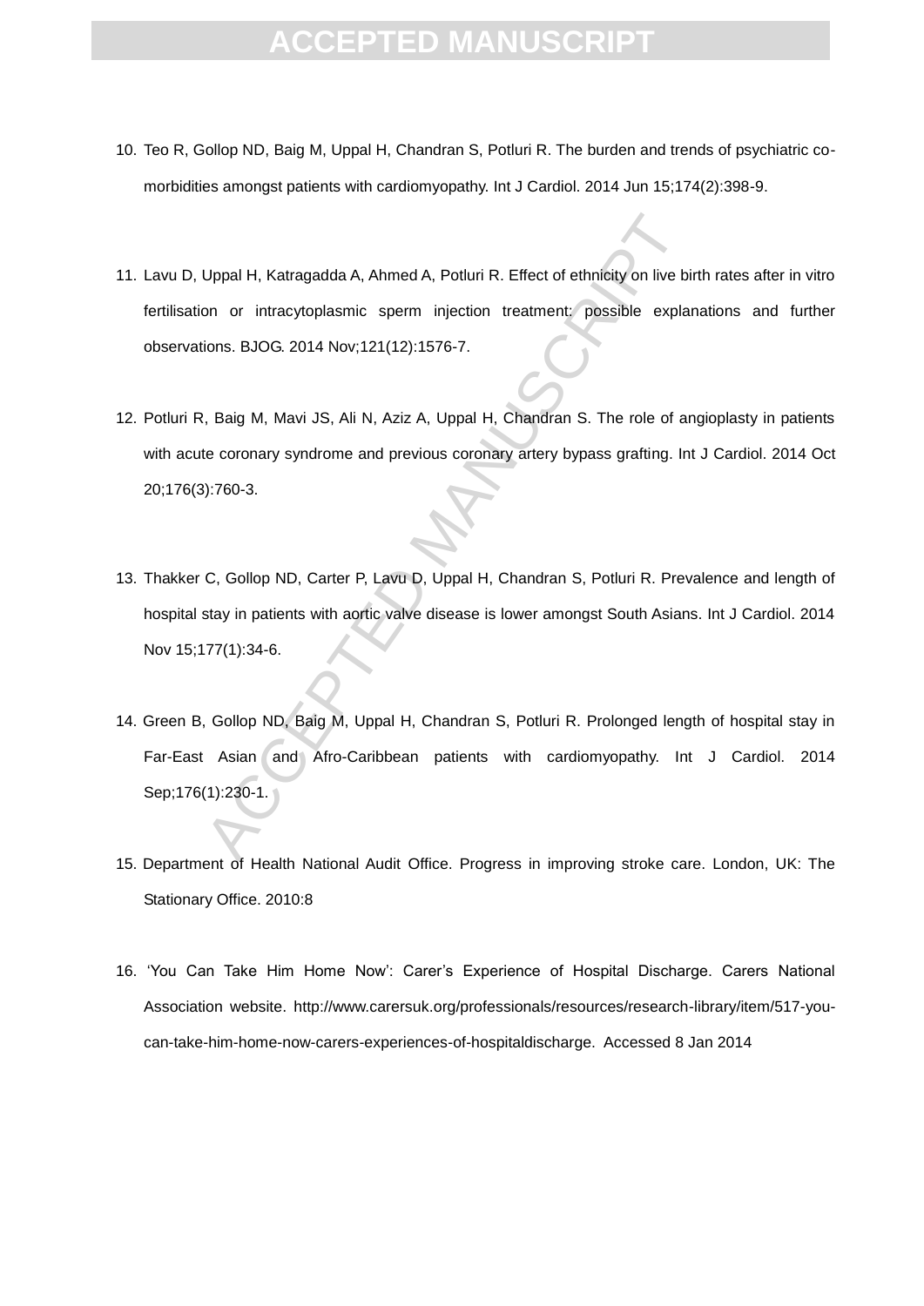10. Teo R, Gollop ND, Baig M, Uppal H, Chandran S, Potluri R. The burden and trends of psychiatric co-morbidities amongst patients with cardiomyopathy. Int J Cardiol. 2014 Jun 15;174(2):398-9.

11. Lavu D, Uppal H, Katragadda A, Ahmed A, Potluri R. Effect of ethnicity on live birth rates after in vitro fertilisation or intracytoplasmic sperm injection treatment: possible explanations and further observations. BJOG. 2014 Nov;121(12):1576-7.

12. Potluri R, Baig M, Mavi JS, Ali N, Aziz A, Uppal H, Chandran S. The role of angioplasty in patients with acute coronary syndrome and previous coronary artery bypass grafting. Int J Cardiol. 2014 Oct 20;176(3):760-3.

13. Thakker C, Gollop ND, Carter P, Lavu D, Uppal H, Chandran S, Potluri R. Prevalence and length of hospital stay in patients with aortic valve disease is lower amongst South Asians. Int J Cardiol. 2014 Nov 15;177(1):34-6.

14. Green B, Gollop ND, Baig M, Uppal H, Chandran S, Potluri R. Prolonged length of hospital stay in Far-East Asian and Afro-Caribbean patients with cardiomyopathy. Int J Cardiol. 2014 Sep;176(1):230-1.

15. Department of Health National Audit Office. Progress in improving stroke care. London, UK: The Stationary Office. 2010:8

16. 'You Can Take Him Home Now': Carer's Experience of Hospital Discharge. Carers National Association website. http://www.carersuk.org/professionals/resources/research-library/item/517-you-can-take-him-home-now-carers-experiences-of-hospitaldischarge. Accessed 8 Jan 2014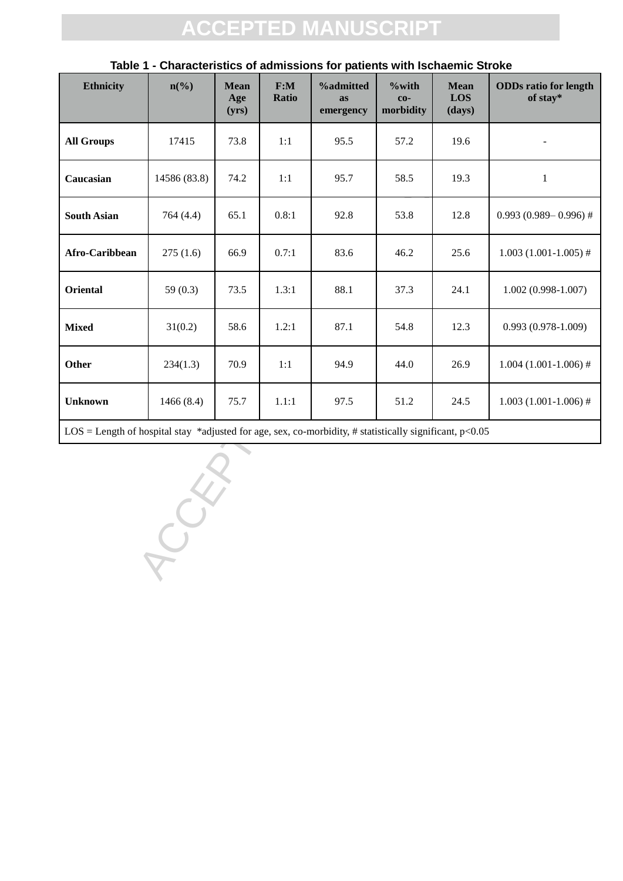**Table 1 - Characteristics of admissions for patients with Ischaemic Stroke**

| Ethnicity | n(%) | Mean Age (yrs) | F:M Ratio | %admitted as emergency | %with co-morbidity | Mean LOS (days) | ODDs ratio for length of stay* |
|---|---|---|---|---|---|---|---|
| **All Groups** | 17415 | 73.8 | 1:1 | 95.5 | 57.2 | 19.6 | - |
| **Caucasian** | 14586 (83.8) | 74.2 | 1:1 | 95.7 | 58.5 | 19.3 | 1 |
| **South Asian** | 764 (4.4) | 65.1 | 0.8:1 | 92.8 | 53.8 | 12.8 | 0.993 (0.989– 0.996) # |
| **Afro-Caribbean** | 275 (1.6) | 66.9 | 0.7:1 | 83.6 | 46.2 | 25.6 | 1.003 (1.001-1.005) # |
| **Oriental** | 59 (0.3) | 73.5 | 1.3:1 | 88.1 | 37.3 | 24.1 | 1.002 (0.998-1.007) |
| **Mixed** | 31(0.2) | 58.6 | 1.2:1 | 87.1 | 54.8 | 12.3 | 0.993 (0.978-1.009) |
| **Other** | 234(1.3) | 70.9 | 1:1 | 94.9 | 44.0 | 26.9 | 1.004 (1.001-1.006) # |
| **Unknown** | 1466 (8.4) | 75.7 | 1.1:1 | 97.5 | 51.2 | 24.5 | 1.003 (1.001-1.006) # |

LOS = Length of hospital stay *adjusted for age, sex, co-morbidity, # statistically significant, $p<0.05$